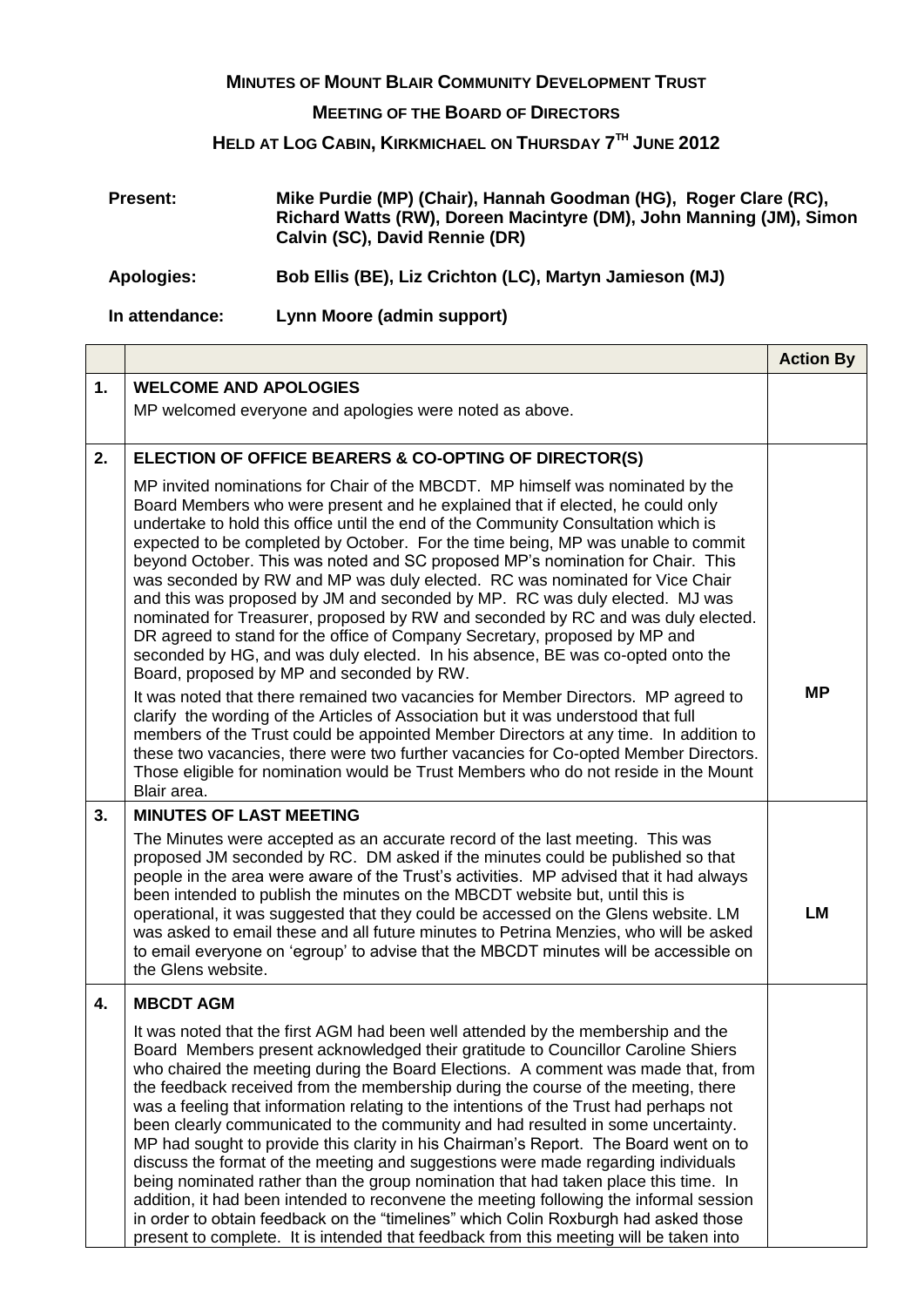# MINUTES OF MOUNT BLAIR COMMUNITY DEVELOPMENT TRUST

## MEETING OF THE BOARD OF DIRECTORS

## HELD AT LOG CABIN, KIRKMICHAEL ON THURSDAY 7TH JUNE 2012

**Present:** **Mike Purdie (MP) (Chair), Hannah Goodman (HG), Roger Clare (RC), Richard Watts (RW), Doreen Macintyre (DM), John Manning (JM), Simon Calvin (SC), David Rennie (DR)**

**Apologies:** **Bob Ellis (BE), Liz Crichton (LC), Martyn Jamieson (MJ)**

**In attendance:** **Lynn Moore (admin support)**

| | | **Action By** |
|---|---|---|
| **1.** | **WELCOME AND APOLOGIES**<br><br>MP welcomed everyone and apologies were noted as above. | |
| **2.** | **ELECTION OF OFFICE BEARERS & CO-OPTING OF DIRECTOR(S)**<br><br>MP invited nominations for Chair of the MBCDT. MP himself was nominated by the Board Members who were present and he explained that if elected, he could only undertake to hold this office until the end of the Community Consultation which is expected to be completed by October. For the time being, MP was unable to commit beyond October. This was noted and SC proposed MP's nomination for Chair. This was seconded by RW and MP was duly elected. RC was nominated for Vice Chair and this was proposed by JM and seconded by MP. RC was duly elected. MJ was nominated for Treasurer, proposed by RW and seconded by RC and was duly elected. DR agreed to stand for the office of Company Secretary, proposed by MP and seconded by HG, and was duly elected. In his absence, BE was co-opted onto the Board, proposed by MP and seconded by RW.<br><br>It was noted that there remained two vacancies for Member Directors. MP agreed to clarify the wording of the Articles of Association but it was understood that full members of the Trust could be appointed Member Directors at any time. In addition to these two vacancies, there were two further vacancies for Co-opted Member Directors. Those eligible for nomination would be Trust Members who do not reside in the Mount Blair area. | **MP** |
| **3.** | **MINUTES OF LAST MEETING**<br><br>The Minutes were accepted as an accurate record of the last meeting. This was proposed JM seconded by RC. DM asked if the minutes could be published so that people in the area were aware of the Trust's activities. MP advised that it had always been intended to publish the minutes on the MBCDT website but, until this is operational, it was suggested that they could be accessed on the Glens website. LM was asked to email these and all future minutes to Petrina Menzies, who will be asked to email everyone on 'egroup' to advise that the MBCDT minutes will be accessible on the Glens website. | **LM** |
| **4.** | **MBCDT AGM**<br><br>It was noted that the first AGM had been well attended by the membership and the Board Members present acknowledged their gratitude to Councillor Caroline Shiers who chaired the meeting during the Board Elections. A comment was made that, from the feedback received from the membership during the course of the meeting, there was a feeling that information relating to the intentions of the Trust had perhaps not been clearly communicated to the community and had resulted in some uncertainty. MP had sought to provide this clarity in his Chairman's Report. The Board went on to discuss the format of the meeting and suggestions were made regarding individuals being nominated rather than the group nomination that had taken place this time. In addition, it had been intended to reconvene the meeting following the informal session in order to obtain feedback on the "timelines" which Colin Roxburgh had asked those present to complete. It is intended that feedback from this meeting will be taken into | |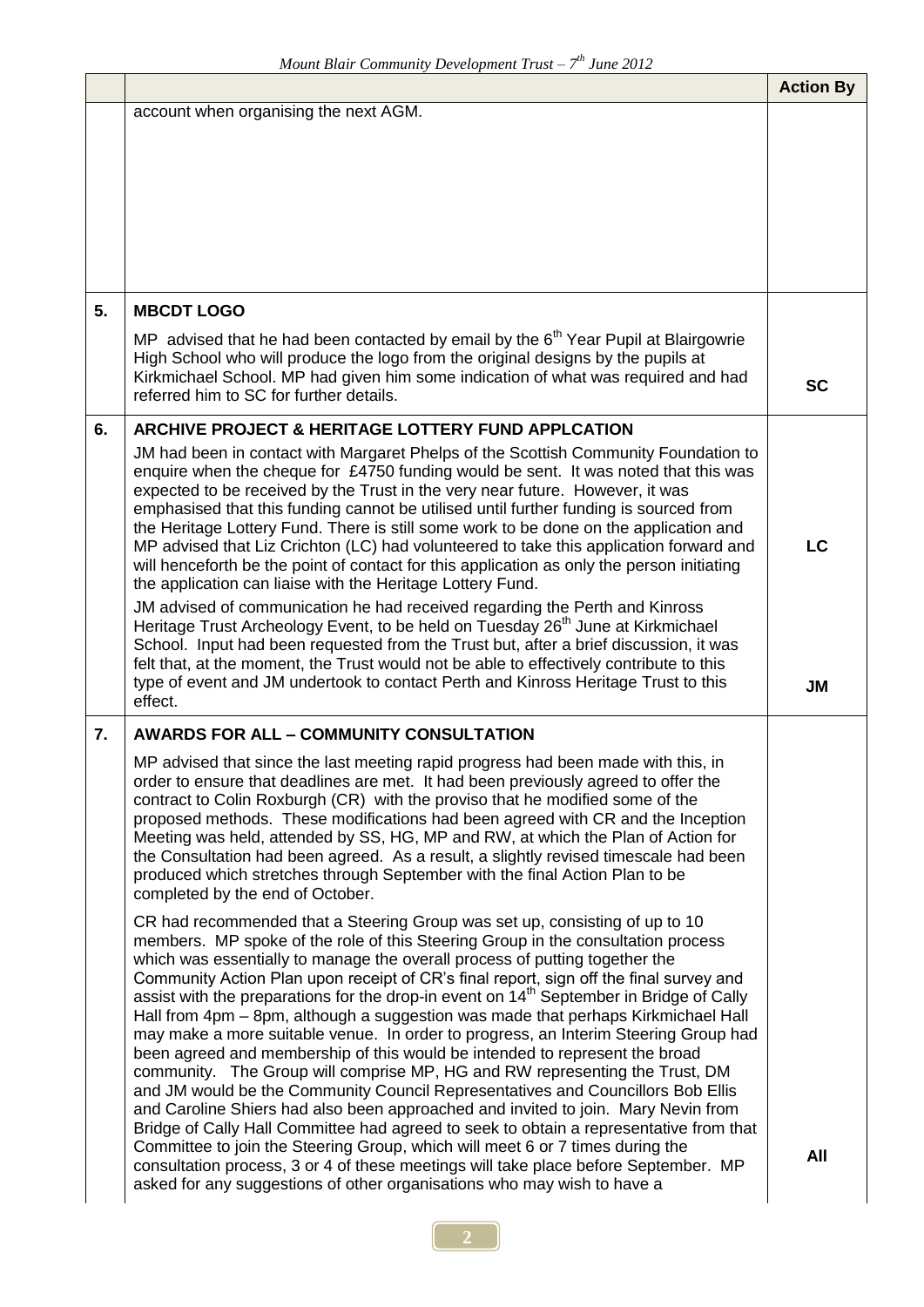| | | Action By |
|---|---|---|
| | account when organising the next AGM. | |
| 5. | **MBCDT LOGO**<br><br>MP advised that he had been contacted by email by the 6th Year Pupil at Blairgowrie High School who will produce the logo from the original designs by the pupils at Kirkmichael School. MP had given him some indication of what was required and had referred him to SC for further details. | **SC** |
| 6. | **ARCHIVE PROJECT & HERITAGE LOTTERY FUND APPLCATION**<br><br>JM had been in contact with Margaret Phelps of the Scottish Community Foundation to enquire when the cheque for £4750 funding would be sent. It was noted that this was expected to be received by the Trust in the very near future. However, it was emphasised that this funding cannot be utilised until further funding is sourced from the Heritage Lottery Fund. There is still some work to be done on the application and MP advised that Liz Crichton (LC) had volunteered to take this application forward and will henceforth be the point of contact for this application as only the person initiating the application can liaise with the Heritage Lottery Fund.<br><br>JM advised of communication he had received regarding the Perth and Kinross Heritage Trust Archeology Event, to be held on Tuesday 26th June at Kirkmichael School. Input had been requested from the Trust but, after a brief discussion, it was felt that, at the moment, the Trust would not be able to effectively contribute to this type of event and JM undertook to contact Perth and Kinross Heritage Trust to this effect. | **LC**<br><br>**JM** |
| 7. | **AWARDS FOR ALL – COMMUNITY CONSULTATION**<br><br>MP advised that since the last meeting rapid progress had been made with this, in order to ensure that deadlines are met. It had been previously agreed to offer the contract to Colin Roxburgh (CR) with the proviso that he modified some of the proposed methods. These modifications had been agreed with CR and the Inception Meeting was held, attended by SS, HG, MP and RW, at which the Plan of Action for the Consultation had been agreed. As a result, a slightly revised timescale had been produced which stretches through September with the final Action Plan to be completed by the end of October.<br><br>CR had recommended that a Steering Group was set up, consisting of up to 10 members. MP spoke of the role of this Steering Group in the consultation process which was essentially to manage the overall process of putting together the Community Action Plan upon receipt of CR's final report, sign off the final survey and assist with the preparations for the drop-in event on 14th September in Bridge of Cally Hall from 4pm – 8pm, although a suggestion was made that perhaps Kirkmichael Hall may make a more suitable venue. In order to progress, an Interim Steering Group had been agreed and membership of this would be intended to represent the broad community. The Group will comprise MP, HG and RW representing the Trust, DM and JM would be the Community Council Representatives and Councillors Bob Ellis and Caroline Shiers had also been approached and invited to join. Mary Nevin from Bridge of Cally Hall Committee had agreed to seek to obtain a representative from that Committee to join the Steering Group, which will meet 6 or 7 times during the consultation process, 3 or 4 of these meetings will take place before September. MP asked for any suggestions of other organisations who may wish to have a | **All** |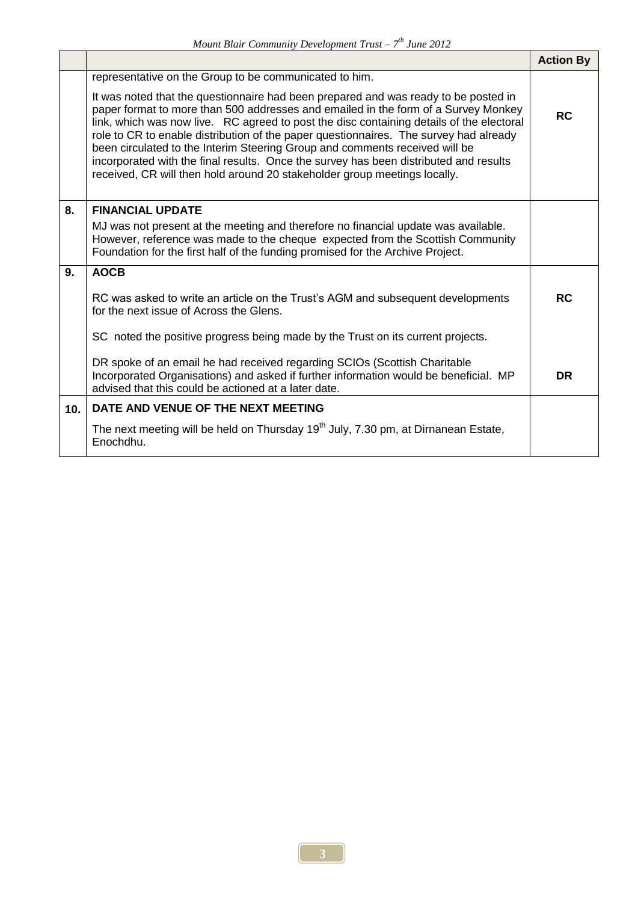| | | Action By |
|---|---|---|
| | representative on the Group to be communicated to him.<br><br>It was noted that the questionnaire had been prepared and was ready to be posted in paper format to more than 500 addresses and emailed in the form of a Survey Monkey link, which was now live. RC agreed to post the disc containing details of the electoral role to CR to enable distribution of the paper questionnaires. The survey had already been circulated to the Interim Steering Group and comments received will be incorporated with the final results. Once the survey has been distributed and results received, CR will then hold around 20 stakeholder group meetings locally. | **RC** |
| **8.** | **FINANCIAL UPDATE**<br><br>MJ was not present at the meeting and therefore no financial update was available. However, reference was made to the cheque expected from the Scottish Community Foundation for the first half of the funding promised for the Archive Project. | |
| **9.** | **AOCB**<br><br>RC was asked to write an article on the Trust's AGM and subsequent developments for the next issue of Across the Glens.<br><br>SC noted the positive progress being made by the Trust on its current projects.<br><br>DR spoke of an email he had received regarding SCIOs (Scottish Charitable Incorporated Organisations) and asked if further information would be beneficial. MP advised that this could be actioned at a later date. | **RC**<br><br>**DR** |
| **10.** | **DATE AND VENUE OF THE NEXT MEETING**<br><br>The next meeting will be held on Thursday 19th July, 7.30 pm, at Dirnanean Estate, Enochdhu. | |